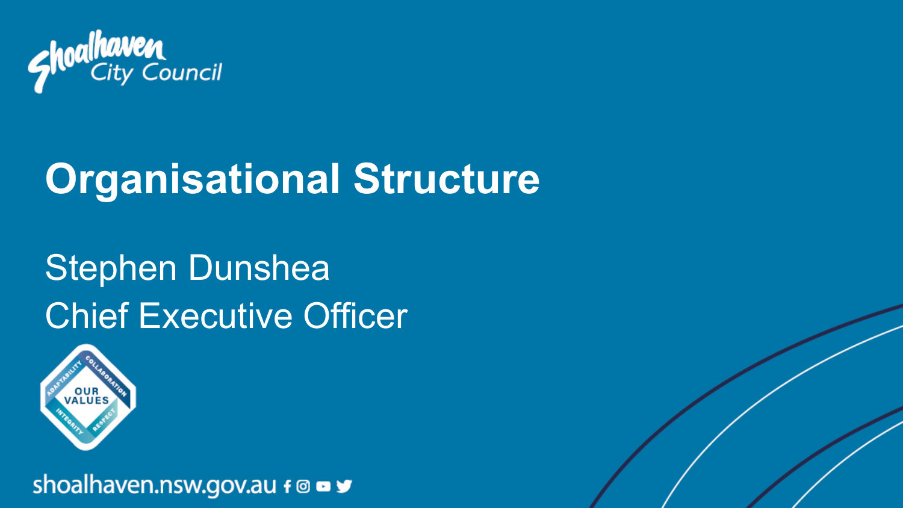Shoalhaven City Council

# Organisational Structure

Stephen Dunshea
Chief Executive Officer

OUR VALUES: Adaptability, Collaboration, Integrity, Respect

shoalhaven.nsw.gov.au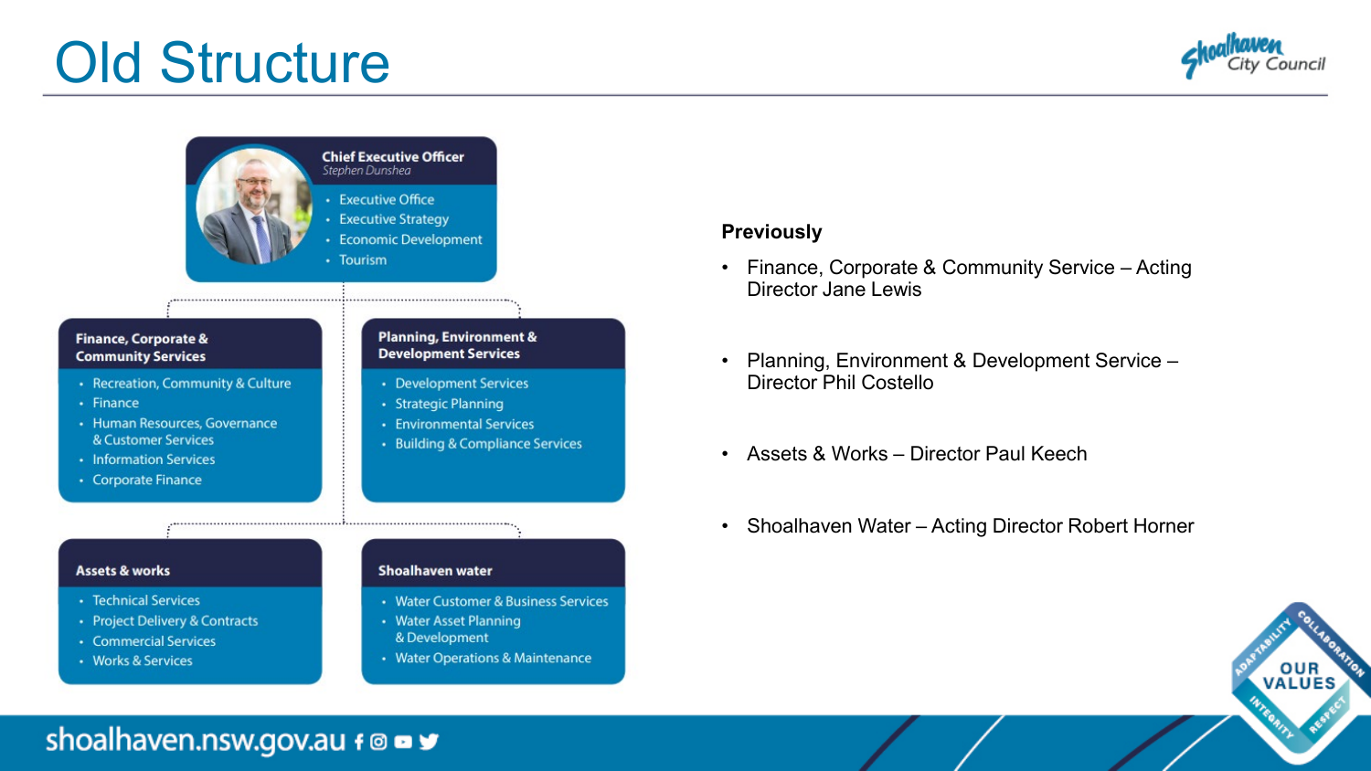# Old Structure

**Chief Executive Officer**
*Stephen Dunshea*

- Executive Office
- Executive Strategy
- Economic Development
- Tourism

**Finance, Corporate & Community Services**

- Recreation, Community & Culture
- Finance
- Human Resources, Governance & Customer Services
- Information Services
- Corporate Finance

**Planning, Environment & Development Services**

- Development Services
- Strategic Planning
- Environmental Services
- Building & Compliance Services

**Assets & works**

- Technical Services
- Project Delivery & Contracts
- Commercial Services
- Works & Services

**Shoalhaven water**

- Water Customer & Business Services
- Water Asset Planning & Development
- Water Operations & Maintenance

**Previously**

- Finance, Corporate & Community Service – Acting Director Jane Lewis
- Planning, Environment & Development Service – Director Phil Costello
- Assets & Works – Director Paul Keech
- Shoalhaven Water – Acting Director Robert Horner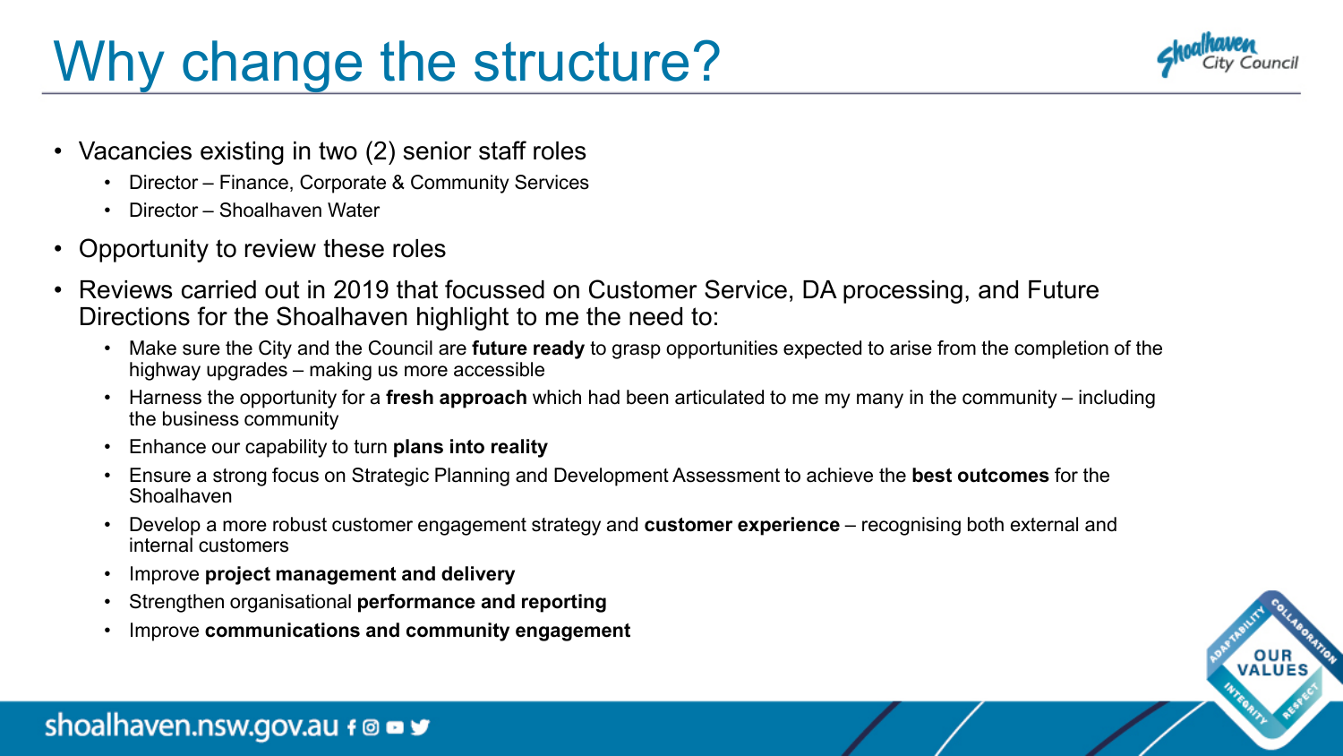# Why change the structure?

- Vacancies existing in two (2) senior staff roles
  - Director – Finance, Corporate & Community Services
  - Director – Shoalhaven Water
- Opportunity to review these roles
- Reviews carried out in 2019 that focussed on Customer Service, DA processing, and Future Directions for the Shoalhaven highlight to me the need to:
  - Make sure the City and the Council are **future ready** to grasp opportunities expected to arise from the completion of the highway upgrades – making us more accessible
  - Harness the opportunity for a **fresh approach** which had been articulated to me my many in the community – including the business community
  - Enhance our capability to turn **plans into reality**
  - Ensure a strong focus on Strategic Planning and Development Assessment to achieve the **best outcomes** for the Shoalhaven
  - Develop a more robust customer engagement strategy and **customer experience** – recognising both external and internal customers
  - Improve **project management and delivery**
  - Strengthen organisational **performance and reporting**
  - Improve **communications and community engagement**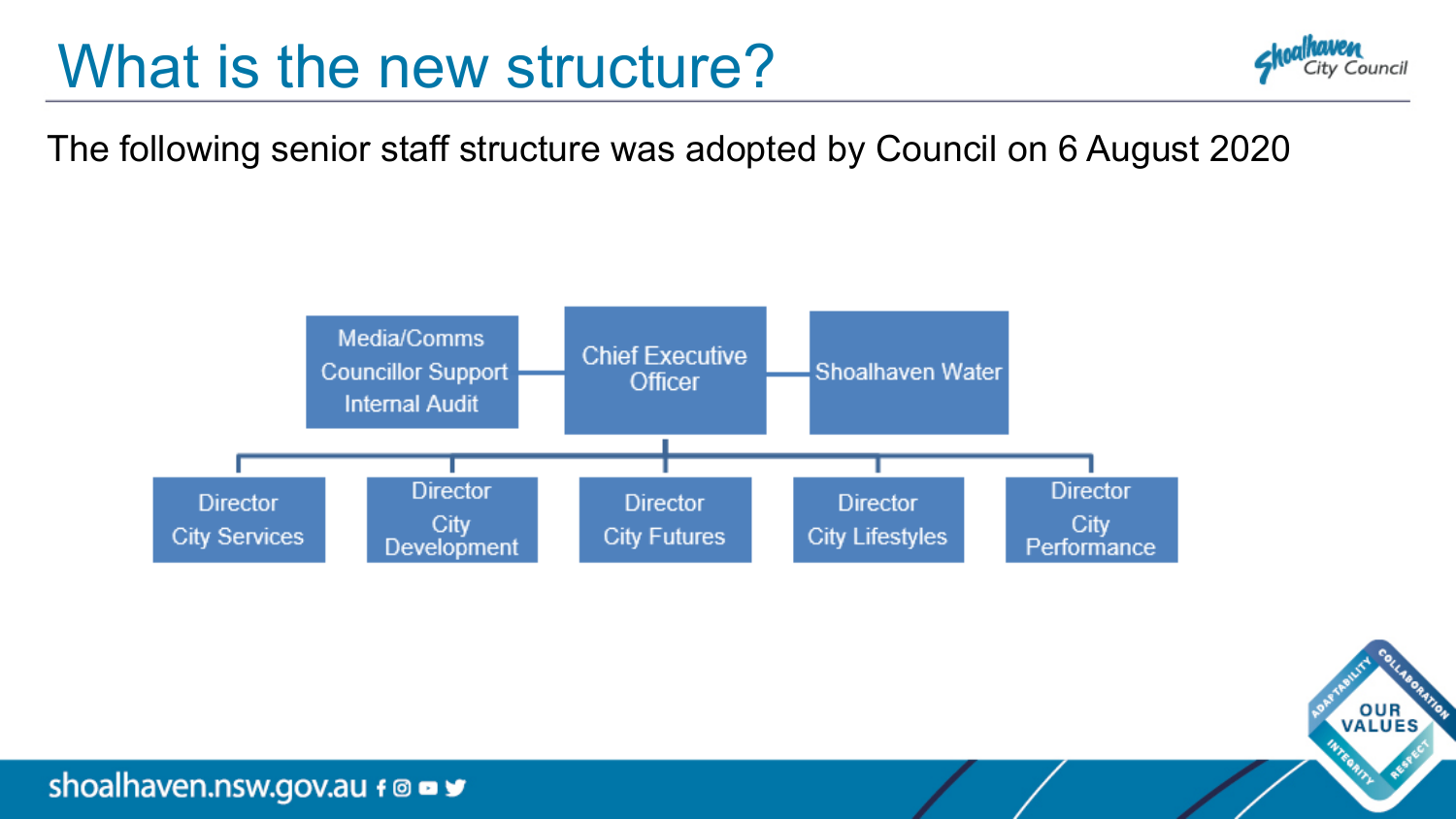# What is the new structure?

The following senior staff structure was adopted by Council on 6 August 2020

- **Chief Executive Officer**
  - Media/Comms, Councillor Support, Internal Audit
  - Shoalhaven Water
  - Director City Services
  - Director City Development
  - Director City Futures
  - Director City Lifestyles
  - Director City Performance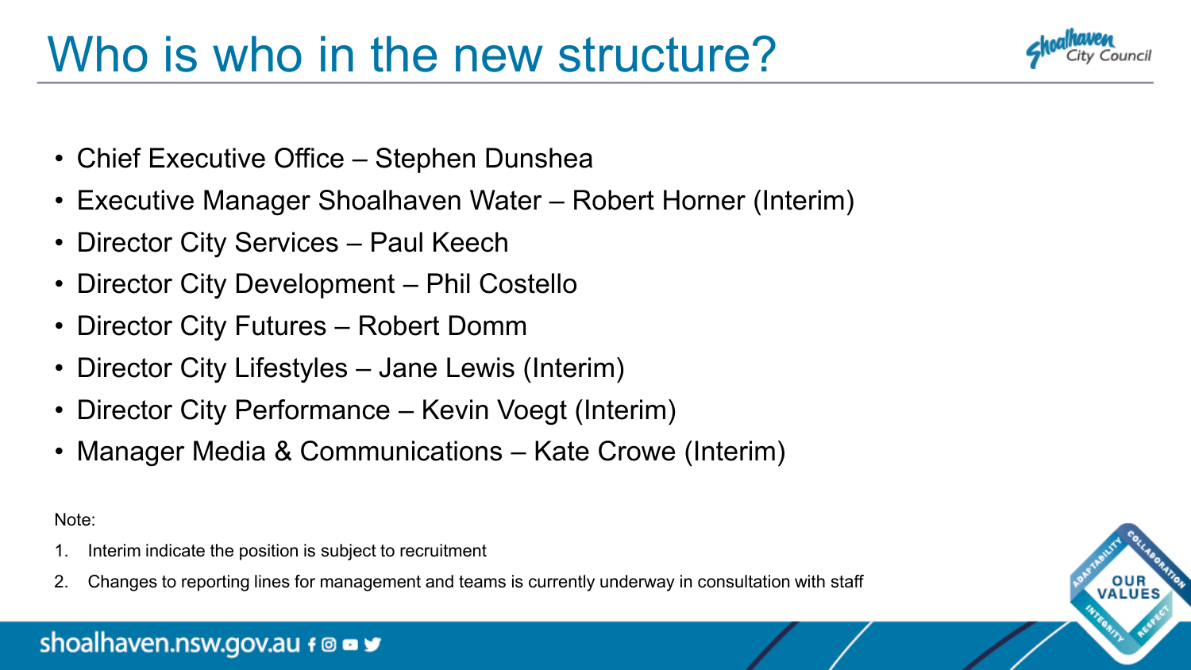# Who is who in the new structure?

- Chief Executive Office – Stephen Dunshea
- Executive Manager Shoalhaven Water – Robert Horner (Interim)
- Director City Services – Paul Keech
- Director City Development – Phil Costello
- Director City Futures – Robert Domm
- Director City Lifestyles – Jane Lewis (Interim)
- Director City Performance – Kevin Voegt (Interim)
- Manager Media & Communications – Kate Crowe (Interim)

Note:

1. Interim indicate the position is subject to recruitment
2. Changes to reporting lines for management and teams is currently underway in consultation with staff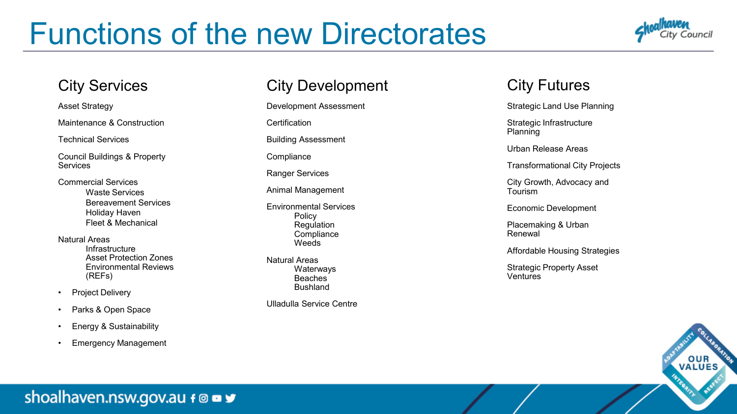# Functions of the new Directorates

## City Services

Asset Strategy

Maintenance & Construction

Technical Services

Council Buildings & Property Services

Commercial Services
- Waste Services
- Bereavement Services
- Holiday Haven
- Fleet & Mechanical

Natural Areas
- Infrastructure
- Asset Protection Zones
- Environmental Reviews (REFs)

- Project Delivery
- Parks & Open Space
- Energy & Sustainability
- Emergency Management

## City Development

Development Assessment

Certification

Building Assessment

Compliance

Ranger Services

Animal Management

Environmental Services
- Policy
- Regulation
- Compliance
- Weeds

Natural Areas
- Waterways
- Beaches
- Bushland

Ulladulla Service Centre

## City Futures

Strategic Land Use Planning

Strategic Infrastructure Planning

Urban Release Areas

Transformational City Projects

City Growth, Advocacy and Tourism

Economic Development

Placemaking & Urban Renewal

Affordable Housing Strategies

Strategic Property Asset Ventures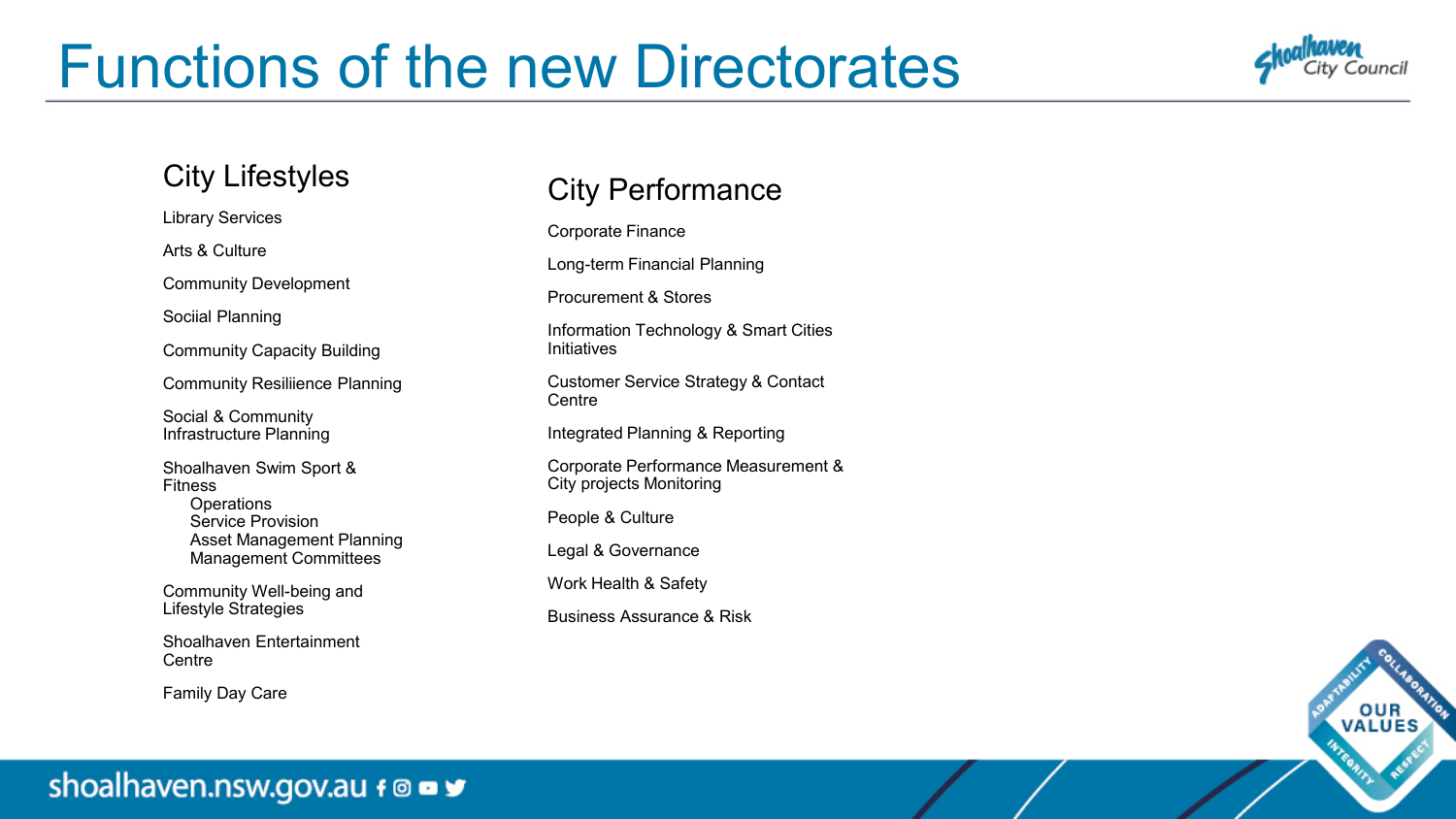# Functions of the new Directorates

## City Lifestyles

- Library Services
- Arts & Culture
- Community Development
- Sociial Planning
- Community Capacity Building
- Community Resiliience Planning
- Social & Community Infrastructure Planning
- Shoalhaven Swim Sport & Fitness
  - Operations
  - Service Provision
  - Asset Management Planning
  - Management Committees
- Community Well-being and Lifestyle Strategies
- Shoalhaven Entertainment Centre
- Family Day Care

## City Performance

- Corporate Finance
- Long-term Financial Planning
- Procurement & Stores
- Information Technology & Smart Cities Initiatives
- Customer Service Strategy & Contact Centre
- Integrated Planning & Reporting
- Corporate Performance Measurement & City projects Monitoring
- People & Culture
- Legal & Governance
- Work Health & Safety
- Business Assurance & Risk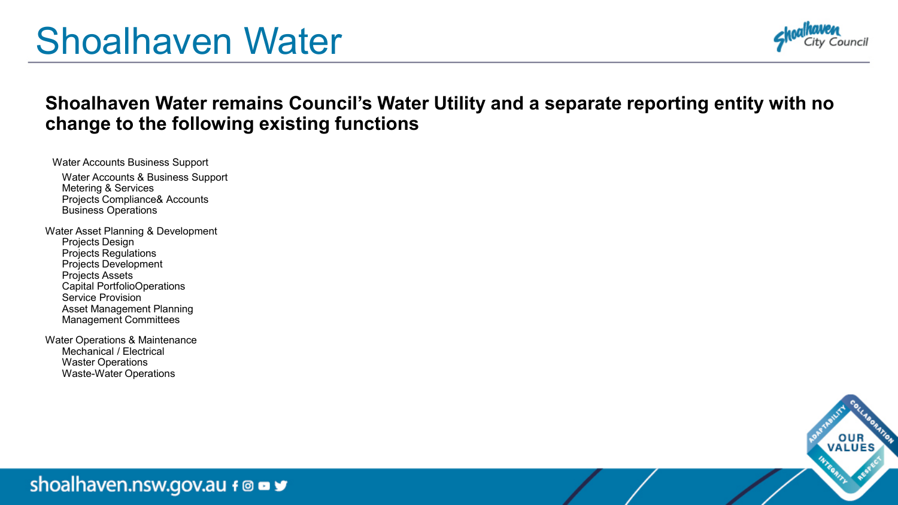# Shoalhaven Water

**Shoalhaven Water remains Council's Water Utility and a separate reporting entity with no change to the following existing functions**

Water Accounts Business Support

- Water Accounts & Business Support
- Metering & Services
- Projects Compliance& Accounts
- Business Operations

Water Asset Planning & Development

- Projects Design
- Projects Regulations
- Projects Development
- Projects Assets
- Capital PortfolioOperations
- Service Provision
- Asset Management Planning
- Management Committees

Water Operations & Maintenance

- Mechanical / Electrical
- Waster Operations
- Waste-Water Operations